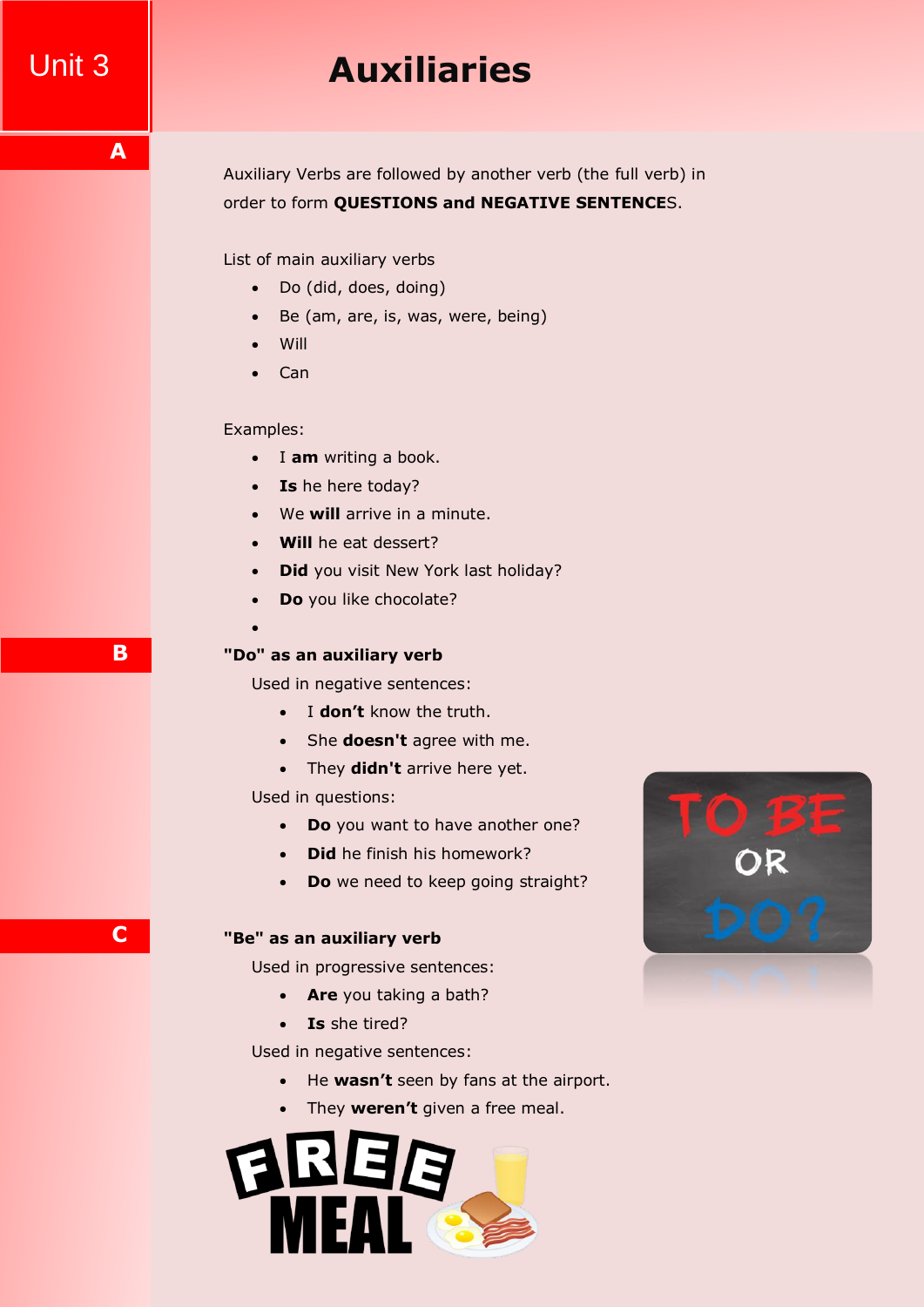# Unit 3

# Auxiliaries

## A

Auxiliary Verbs are followed by another verb (the full verb) in order to form **QUESTIONS and NEGATIVE SENTENCES**.

List of main auxiliary verbs

- Do (did, does, doing)
- Be (am, are, is, was, were, being)
- Will
- Can

Examples:

- I **am** writing a book.
- **Is** he here today?
- We **will** arrive in a minute.
- **Will** he eat dessert?
- **Did** you visit New York last holiday?
- **Do** you like chocolate?

## B

**"Do" as an auxiliary verb**

Used in negative sentences:

- I **don't** know the truth.
- She **doesn't** agree with me.
- They **didn't** arrive here yet.

Used in questions:

- **Do** you want to have another one?
- **Did** he finish his homework?
- **Do** we need to keep going straight?

## C

**"Be" as an auxiliary verb**

Used in progressive sentences:

- **Are** you taking a bath?
- **Is** she tired?

Used in negative sentences:

- He **wasn't** seen by fans at the airport.
- They **weren't** given a free meal.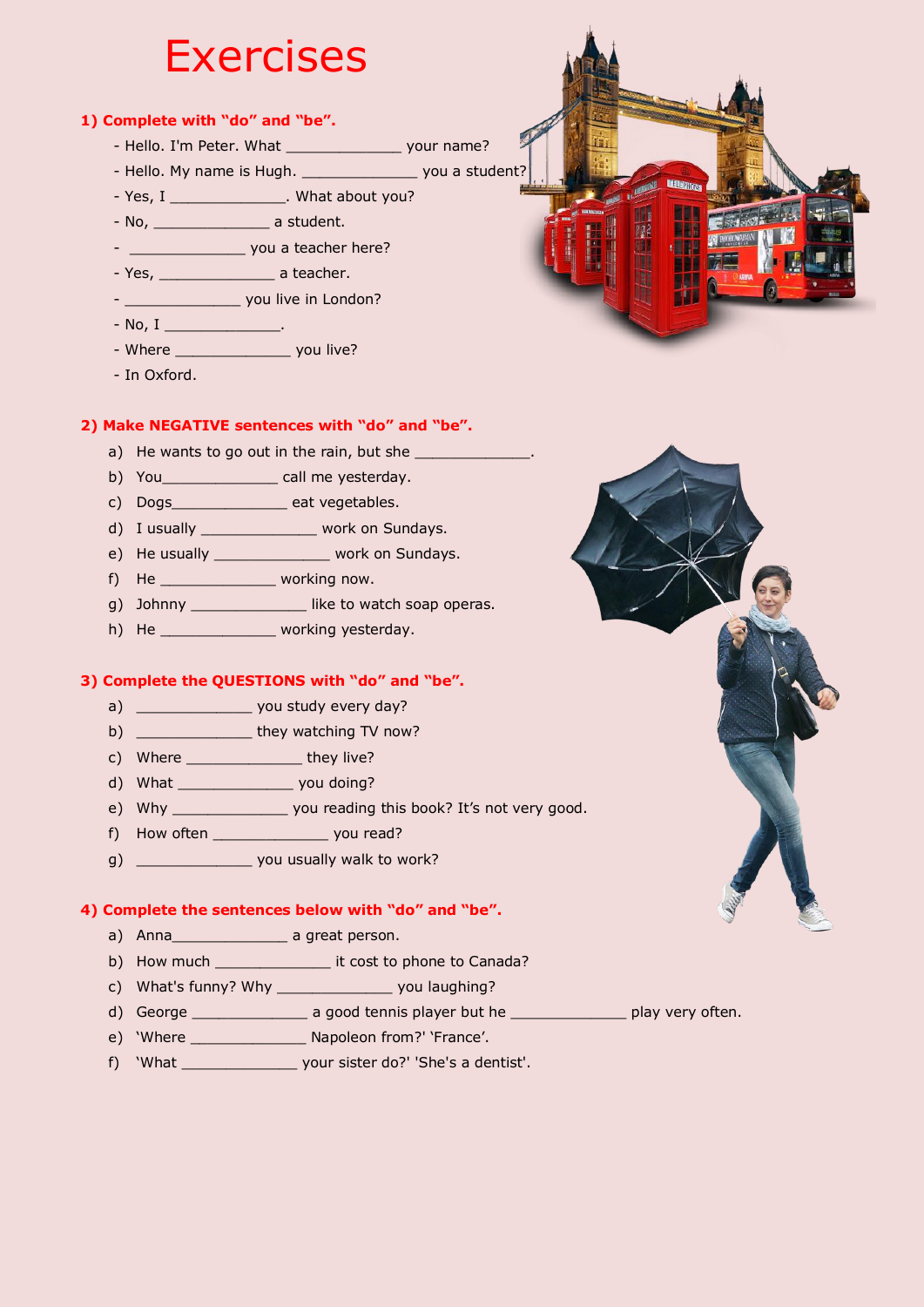# Exercises

**1) Complete with "do" and "be".**

- Hello. I'm Peter. What _____________ your name?
- Hello. My name is Hugh. _____________ you a student?
- Yes, I _____________. What about you?
- No, _____________ a student.
- _____________ you a teacher here?
- Yes, _____________ a teacher.
- _____________ you live in London?
- No, I _____________.
- Where _____________ you live?
- In Oxford.

**2) Make NEGATIVE sentences with "do" and "be".**

a) He wants to go out in the rain, but she _____________.
b) You_____________ call me yesterday.
c) Dogs_____________ eat vegetables.
d) I usually _____________ work on Sundays.
e) He usually _____________ work on Sundays.
f) He _____________ working now.
g) Johnny _____________ like to watch soap operas.
h) He _____________ working yesterday.

**3) Complete the QUESTIONS with "do" and "be".**

a) _____________ you study every day?
b) _____________ they watching TV now?
c) Where _____________ they live?
d) What _____________ you doing?
e) Why _____________ you reading this book? It's not very good.
f) How often _____________ you read?
g) _____________ you usually walk to work?

**4) Complete the sentences below with "do" and "be".**

a) Anna_____________ a great person.
b) How much _____________ it cost to phone to Canada?
c) What's funny? Why _____________ you laughing?
d) George _____________ a good tennis player but he _____________ play very often.
e) 'Where _____________ Napoleon from?' 'France'.
f) 'What _____________ your sister do?' 'She's a dentist'.